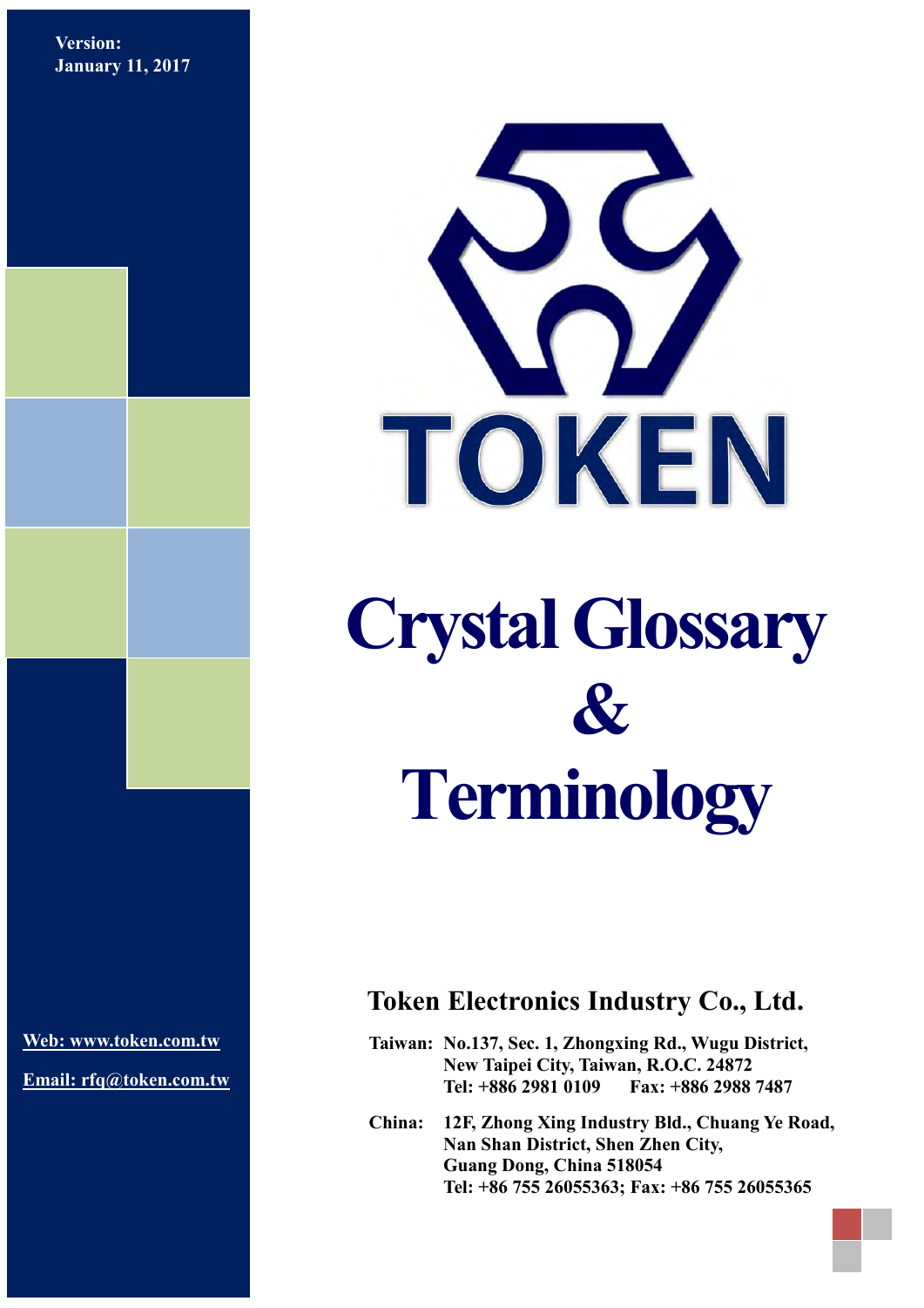**Version:**
**January 11, 2017**

TOKEN

# Crystal Glossary & Terminology

## Token Electronics Industry Co., Ltd.

**Taiwan:** No.137, Sec. 1, Zhongxing Rd., Wugu District,
New Taipei City, Taiwan, R.O.C. 24872
Tel: +886 2981 0109 Fax: +886 2988 7487

**China:** 12F, Zhong Xing Industry Bld., Chuang Ye Road,
Nan Shan District, Shen Zhen City,
Guang Dong, China 518054
Tel: +86 755 26055363; Fax: +86 755 26055365

**Web: www.token.com.tw**

**Email: rfq@token.com.tw**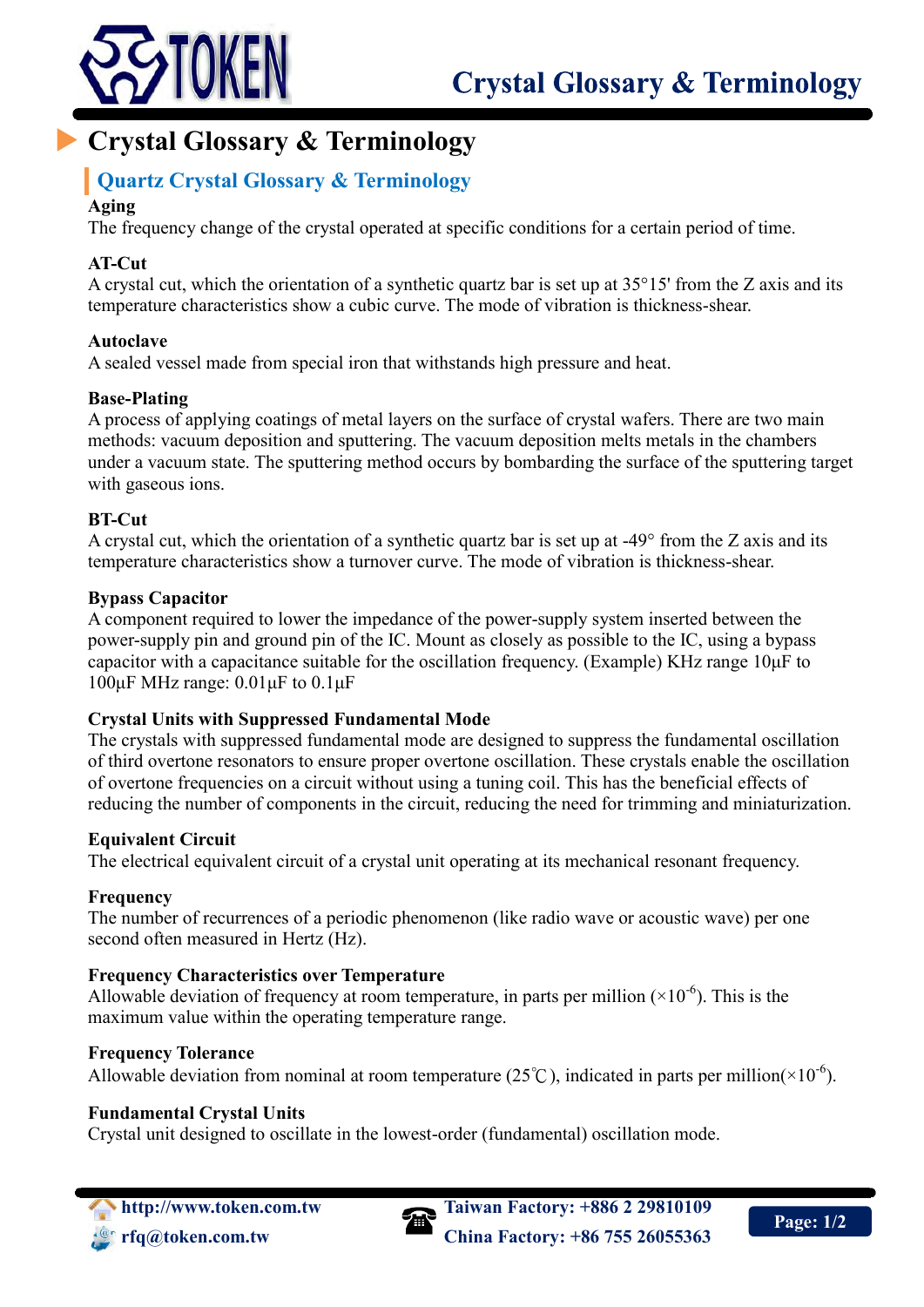# Crystal Glossary & Terminology

## Quartz Crystal Glossary & Terminology

**Aging**
The frequency change of the crystal operated at specific conditions for a certain period of time.

**AT-Cut**
A crystal cut, which the orientation of a synthetic quartz bar is set up at 35°15' from the Z axis and its temperature characteristics show a cubic curve. The mode of vibration is thickness-shear.

**Autoclave**
A sealed vessel made from special iron that withstands high pressure and heat.

**Base-Plating**
A process of applying coatings of metal layers on the surface of crystal wafers. There are two main methods: vacuum deposition and sputtering. The vacuum deposition melts metals in the chambers under a vacuum state. The sputtering method occurs by bombarding the surface of the sputtering target with gaseous ions.

**BT-Cut**
A crystal cut, which the orientation of a synthetic quartz bar is set up at -49° from the Z axis and its temperature characteristics show a turnover curve. The mode of vibration is thickness-shear.

**Bypass Capacitor**
A component required to lower the impedance of the power-supply system inserted between the power-supply pin and ground pin of the IC. Mount as closely as possible to the IC, using a bypass capacitor with a capacitance suitable for the oscillation frequency. (Example) KHz range 10μF to 100μF MHz range: 0.01μF to 0.1μF

**Crystal Units with Suppressed Fundamental Mode**
The crystals with suppressed fundamental mode are designed to suppress the fundamental oscillation of third overtone resonators to ensure proper overtone oscillation. These crystals enable the oscillation of overtone frequencies on a circuit without using a tuning coil. This has the beneficial effects of reducing the number of components in the circuit, reducing the need for trimming and miniaturization.

**Equivalent Circuit**
The electrical equivalent circuit of a crystal unit operating at its mechanical resonant frequency.

**Frequency**
The number of recurrences of a periodic phenomenon (like radio wave or acoustic wave) per one second often measured in Hertz (Hz).

**Frequency Characteristics over Temperature**
Allowable deviation of frequency at room temperature, in parts per million ($\times 10^{-6}$). This is the maximum value within the operating temperature range.

**Frequency Tolerance**
Allowable deviation from nominal at room temperature (25℃), indicated in parts per million($\times 10^{-6}$).

**Fundamental Crystal Units**
Crystal unit designed to oscillate in the lowest-order (fundamental) oscillation mode.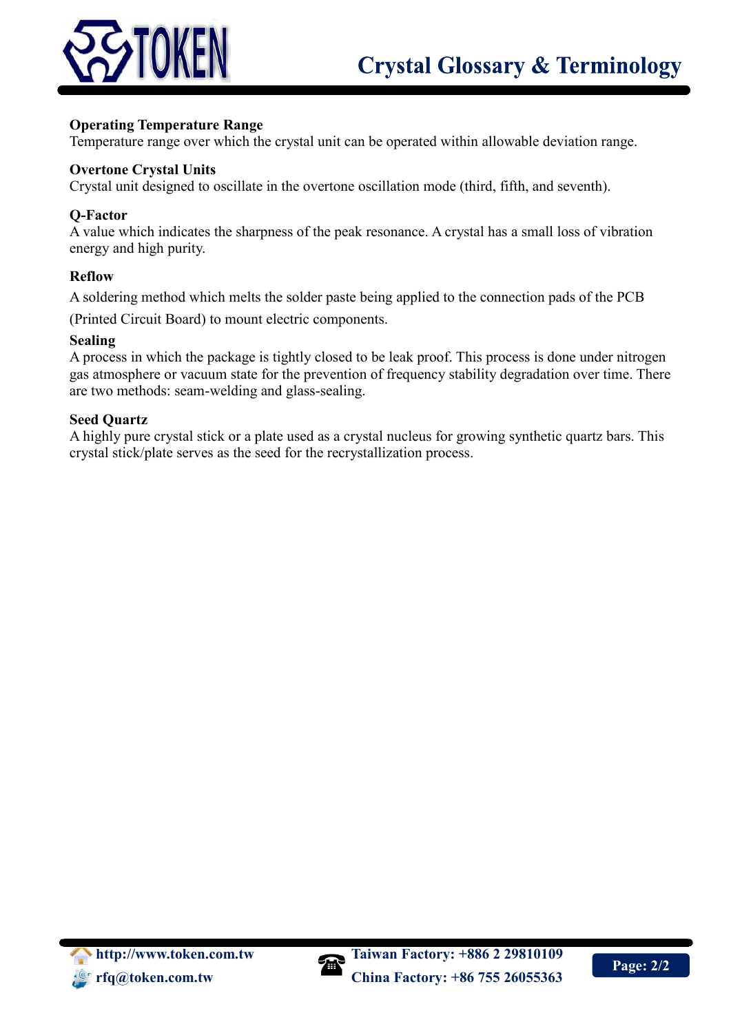**Operating Temperature Range**
Temperature range over which the crystal unit can be operated within allowable deviation range.

**Overtone Crystal Units**
Crystal unit designed to oscillate in the overtone oscillation mode (third, fifth, and seventh).

**Q-Factor**
A value which indicates the sharpness of the peak resonance. A crystal has a small loss of vibration energy and high purity.

**Reflow**
A soldering method which melts the solder paste being applied to the connection pads of the PCB (Printed Circuit Board) to mount electric components.

**Sealing**
A process in which the package is tightly closed to be leak proof. This process is done under nitrogen gas atmosphere or vacuum state for the prevention of frequency stability degradation over time. There are two methods: seam-welding and glass-sealing.

**Seed Quartz**
A highly pure crystal stick or a plate used as a crystal nucleus for growing synthetic quartz bars. This crystal stick/plate serves as the seed for the recrystallization process.